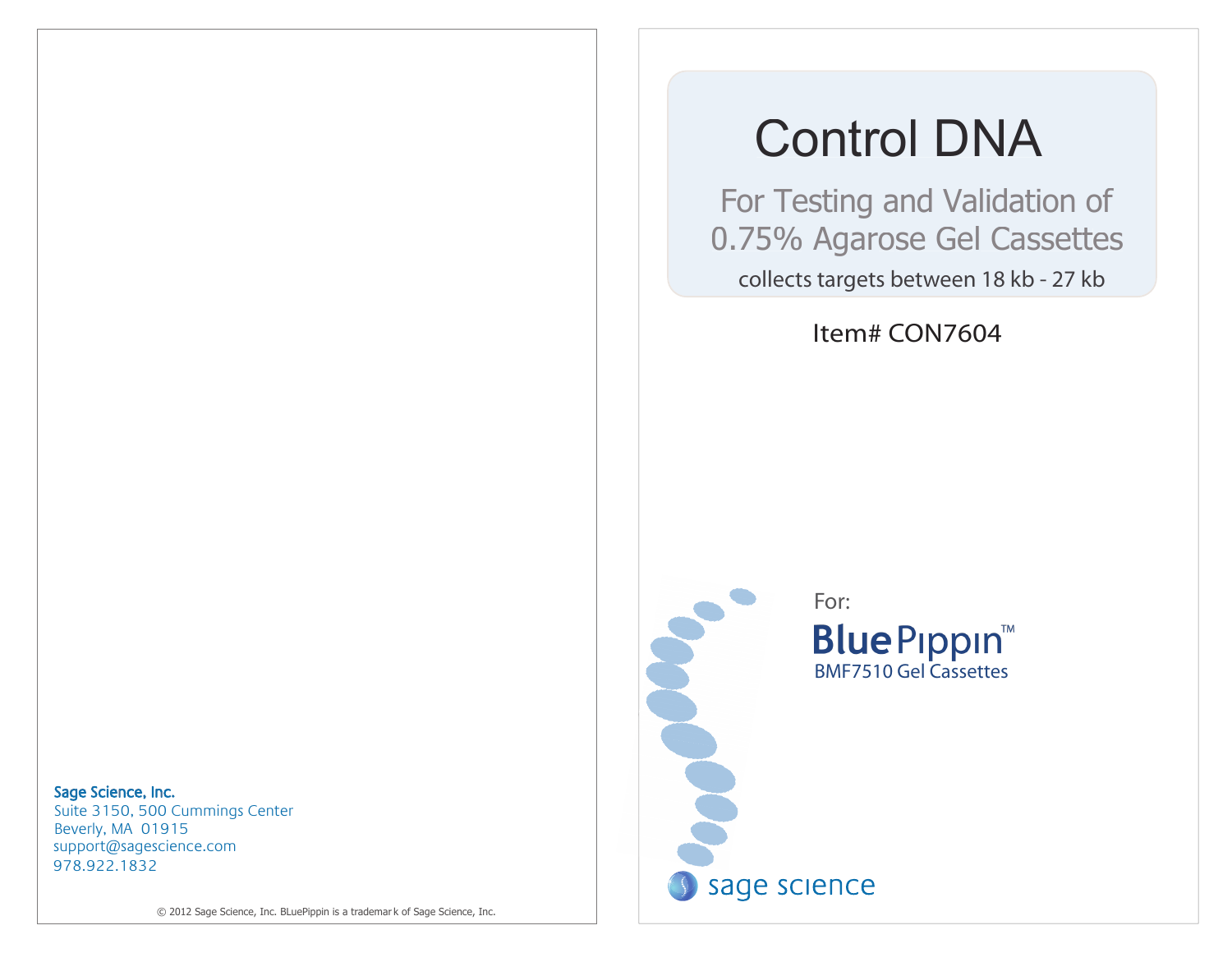# Control DNA

For Testing and Validation of 0.75% Agarose Gel Cassettes

collects targets between 18 kb - 27 kb

Item# CON7604

For:

**BluePippin™**

BMF7510 Gel Cassettes

sage science

**Sage Science, Inc.**
Suite 3150, 500 Cummings Center
Beverly, MA 01915
support@sagescience.com
978.922.1832

© 2012 Sage Science, Inc. BLuePippin is a trademar k of Sage Science, Inc.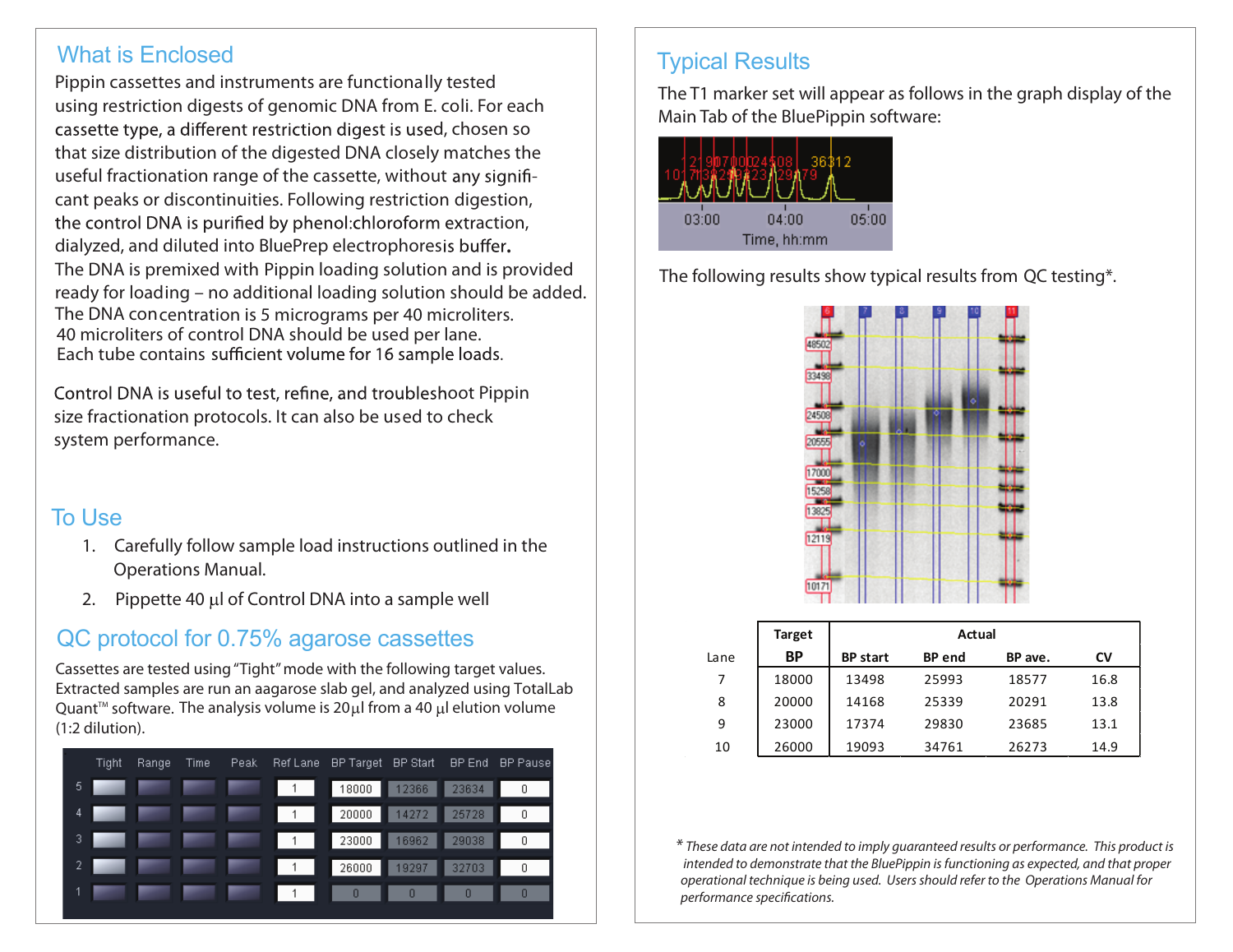## What is Enclosed

Pippin cassettes and instruments are functionally tested using restriction digests of genomic DNA from E. coli. For each cassette type, a different restriction digest is used, chosen so that size distribution of the digested DNA closely matches the useful fractionation range of the cassette, without any significant peaks or discontinuities. Following restriction digestion, the control DNA is purified by phenol:chloroform extraction, dialyzed, and diluted into BluePrep electrophoresis buffer.

The DNA is premixed with Pippin loading solution and is provided ready for loading – no additional loading solution should be added.
The DNA concentration is 5 micrograms per 40 microliters.
40 microliters of control DNA should be used per lane.
Each tube contains sufficient volume for 16 sample loads.

Control DNA is useful to test, refine, and troubleshoot Pippin size fractionation protocols. It can also be used to check system performance.

## To Use

1. Carefully follow sample load instructions outlined in the Operations Manual.
2. Pippette 40 µl of Control DNA into a sample well

## QC protocol for 0.75% agarose cassettes

Cassettes are tested using "Tight" mode with the following target values. Extracted samples are run an aagarose slab gel, and analyzed using TotalLab Quant™ software. The analysis volume is 20µl from a 40 µl elution volume (1:2 dilution).

| | Tight | Range | Time | Peak | Ref Lane | BP Target | BP Start | BP End | BP Pause |
|---|---|---|---|---|---|---|---|---|---|
| 5 | | | | | 1 | 18000 | 12366 | 23634 | 0 |
| 4 | | | | | 1 | 20000 | 14272 | 25728 | 0 |
| 3 | | | | | 1 | 23000 | 16962 | 29038 | 0 |
| 2 | | | | | 1 | 26000 | 19297 | 32703 | 0 |
| 1 | | | | | 1 | 0 | 0 | 0 | 0 |

## Typical Results

The T1 marker set will appear as follows in the graph display of the Main Tab of the BluePippin software:

12190 17000 24508 36312
10171 13825 15258 20555 33498 48502
03:00 04:00 05:00
Time, hh:mm

The following results show typical results from QC testing*.

6 7 8 9 10 11
48502
33498
24508
20555
17000
15258
13825
12119
10171

| Lane | Target BP | Actual BP start | BP end | BP ave. | CV |
|---|---|---|---|---|---|
| 7 | 18000 | 13498 | 25993 | 18577 | 16.8 |
| 8 | 20000 | 14168 | 25339 | 20291 | 13.8 |
| 9 | 23000 | 17374 | 29830 | 23685 | 13.1 |
| 10 | 26000 | 19093 | 34761 | 26273 | 14.9 |

\* *These data are not intended to imply guaranteed results or performance. This product is intended to demonstrate that the BluePippin is functioning as expected, and that proper operational technique is being used. Users should refer to the Operations Manual for performance specifications.*